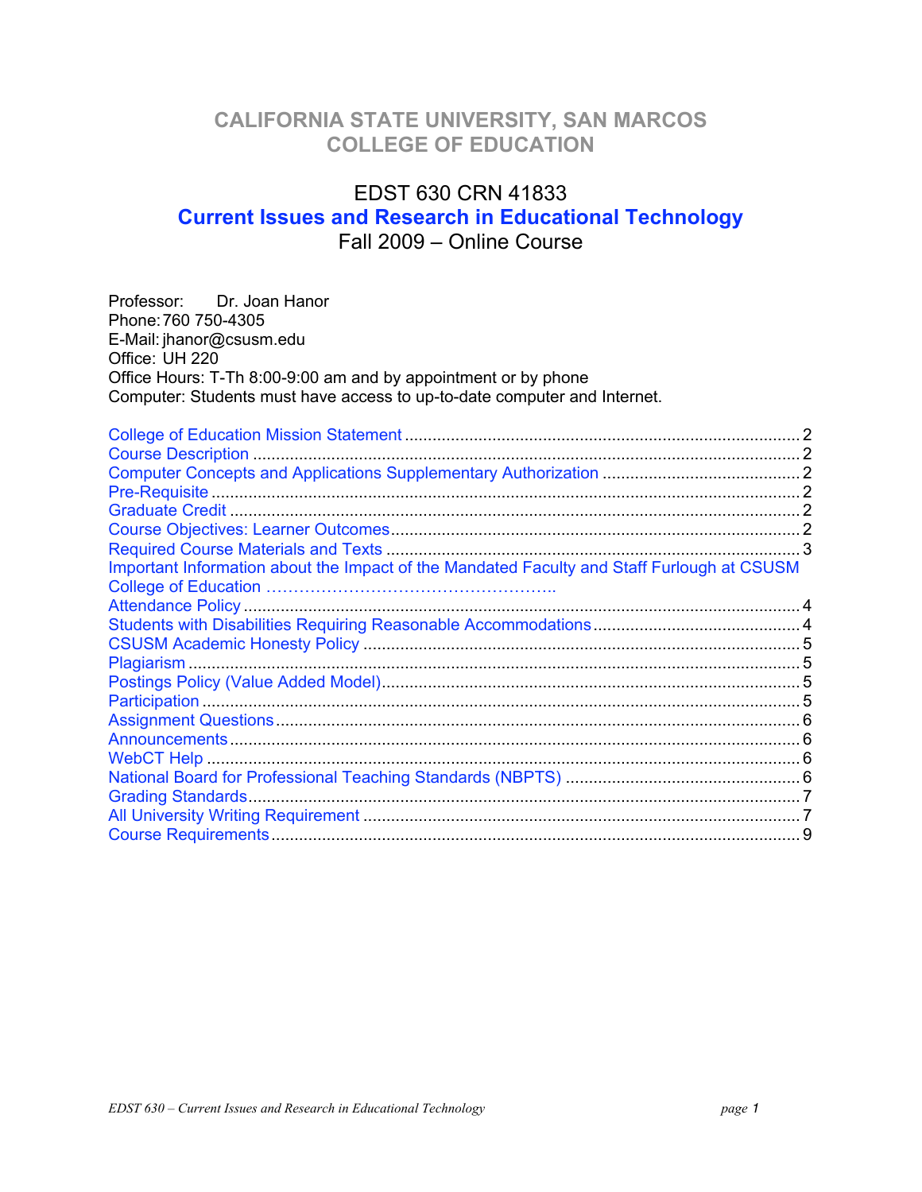# CALIFORNIA STATE UNIVERSITY, SAN MARCOS
# COLLEGE OF EDUCATION

## EDST 630 CRN 41833
## Current Issues and Research in Educational Technology
## Fall 2009 – Online Course

Professor: Dr. Joan Hanor
Phone: 760 750-4305
E-Mail: jhanor@csusm.edu
Office: UH 220
Office Hours: T-Th 8:00-9:00 am and by appointment or by phone
Computer: Students must have access to up-to-date computer and Internet.

College of Education Mission Statement .......... 2
Course Description .......... 2
Computer Concepts and Applications Supplementary Authorization .......... 2
Pre-Requisite .......... 2
Graduate Credit .......... 2
Course Objectives: Learner Outcomes .......... 2
Required Course Materials and Texts .......... 3
Important Information about the Impact of the Mandated Faculty and Staff Furlough at CSUSM College of Education ..........
Attendance Policy .......... 4
Students with Disabilities Requiring Reasonable Accommodations .......... 4
CSUSM Academic Honesty Policy .......... 5
Plagiarism .......... 5
Postings Policy (Value Added Model) .......... 5
Participation .......... 5
Assignment Questions .......... 6
Announcements .......... 6
WebCT Help .......... 6
National Board for Professional Teaching Standards (NBPTS) .......... 6
Grading Standards .......... 7
All University Writing Requirement .......... 7
Course Requirements .......... 9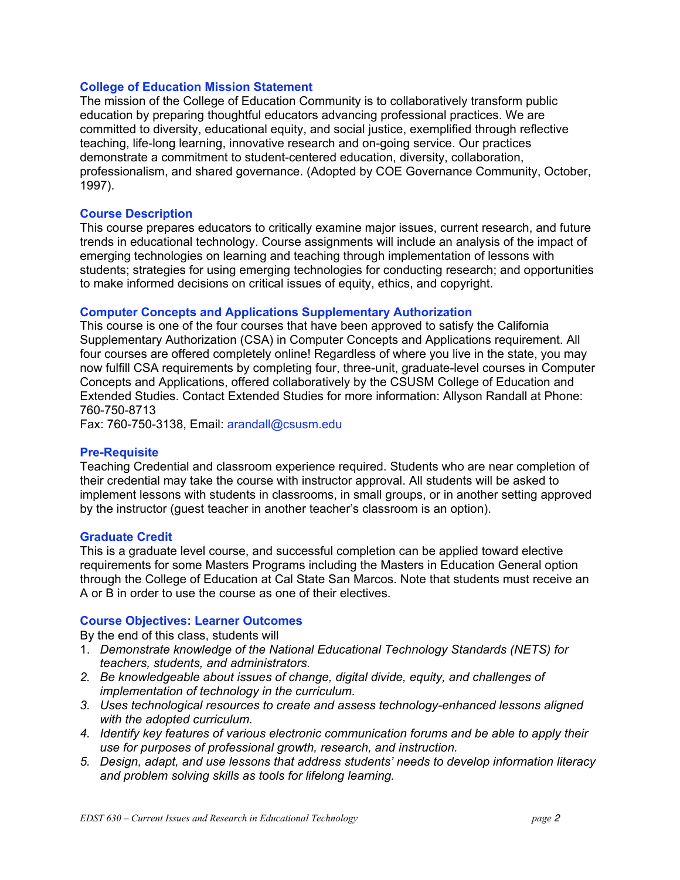## College of Education Mission Statement

The mission of the College of Education Community is to collaboratively transform public education by preparing thoughtful educators advancing professional practices. We are committed to diversity, educational equity, and social justice, exemplified through reflective teaching, life-long learning, innovative research and on-going service. Our practices demonstrate a commitment to student-centered education, diversity, collaboration, professionalism, and shared governance. (Adopted by COE Governance Community, October, 1997).

## Course Description

This course prepares educators to critically examine major issues, current research, and future trends in educational technology. Course assignments will include an analysis of the impact of emerging technologies on learning and teaching through implementation of lessons with students; strategies for using emerging technologies for conducting research; and opportunities to make informed decisions on critical issues of equity, ethics, and copyright.

## Computer Concepts and Applications Supplementary Authorization

This course is one of the four courses that have been approved to satisfy the California Supplementary Authorization (CSA) in Computer Concepts and Applications requirement. All four courses are offered completely online! Regardless of where you live in the state, you may now fulfill CSA requirements by completing four, three-unit, graduate-level courses in Computer Concepts and Applications, offered collaboratively by the CSUSM College of Education and Extended Studies. Contact Extended Studies for more information: Allyson Randall at Phone: 760-750-8713
Fax: 760-750-3138, Email: arandall@csusm.edu

## Pre-Requisite

Teaching Credential and classroom experience required. Students who are near completion of their credential may take the course with instructor approval. All students will be asked to implement lessons with students in classrooms, in small groups, or in another setting approved by the instructor (guest teacher in another teacher's classroom is an option).

## Graduate Credit

This is a graduate level course, and successful completion can be applied toward elective requirements for some Masters Programs including the Masters in Education General option through the College of Education at Cal State San Marcos. Note that students must receive an A or B in order to use the course as one of their electives.

## Course Objectives: Learner Outcomes

By the end of this class, students will

1. *Demonstrate knowledge of the National Educational Technology Standards (NETS) for teachers, students, and administrators.*
2. *Be knowledgeable about issues of change, digital divide, equity, and challenges of implementation of technology in the curriculum.*
3. *Uses technological resources to create and assess technology-enhanced lessons aligned with the adopted curriculum.*
4. *Identify key features of various electronic communication forums and be able to apply their use for purposes of professional growth, research, and instruction.*
5. *Design, adapt, and use lessons that address students' needs to develop information literacy and problem solving skills as tools for lifelong learning.*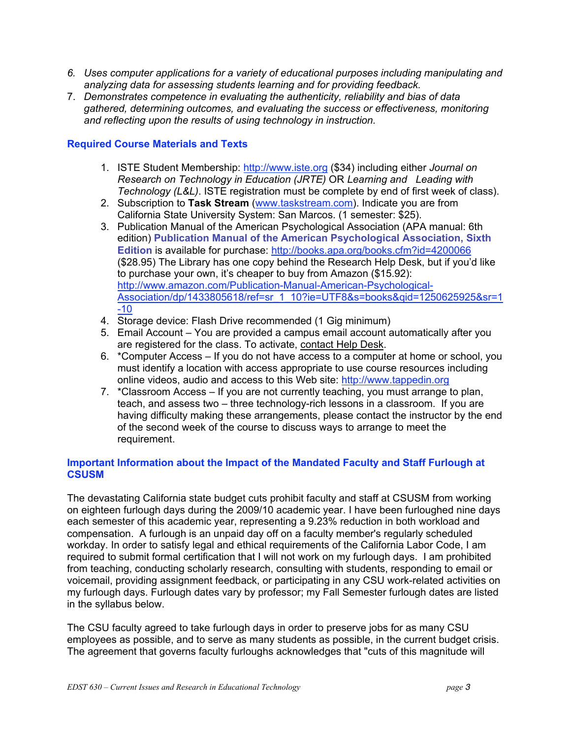6. *Uses computer applications for a variety of educational purposes including manipulating and analyzing data for assessing students learning and for providing feedback.*
7. *Demonstrates competence in evaluating the authenticity, reliability and bias of data gathered, determining outcomes, and evaluating the success or effectiveness, monitoring and reflecting upon the results of using technology in instruction.*

### Required Course Materials and Texts

1. ISTE Student Membership: http://www.iste.org ($34) including either *Journal on Research on Technology in Education (JRTE)* OR *Learning and Leading with Technology (L&L)*. ISTE registration must be complete by end of first week of class).
2. Subscription to **Task Stream** (www.taskstream.com). Indicate you are from California State University System: San Marcos. (1 semester: $25).
3. Publication Manual of the American Psychological Association (APA manual: 6th edition) **Publication Manual of the American Psychological Association, Sixth Edition** is available for purchase: http://books.apa.org/books.cfm?id=4200066 ($28.95) The Library has one copy behind the Research Help Desk, but if you'd like to purchase your own, it's cheaper to buy from Amazon ($15.92): http://www.amazon.com/Publication-Manual-American-Psychological-Association/dp/1433805618/ref=sr_1_10?ie=UTF8&s=books&qid=1250625925&sr=1-10
4. Storage device: Flash Drive recommended (1 Gig minimum)
5. Email Account – You are provided a campus email account automatically after you are registered for the class. To activate, contact Help Desk.
6. *Computer Access – If you do not have access to a computer at home or school, you must identify a location with access appropriate to use course resources including online videos, audio and access to this Web site: http://www.tappedin.org
7. *Classroom Access – If you are not currently teaching, you must arrange to plan, teach, and assess two – three technology-rich lessons in a classroom. If you are having difficulty making these arrangements, please contact the instructor by the end of the second week of the course to discuss ways to arrange to meet the requirement.

### Important Information about the Impact of the Mandated Faculty and Staff Furlough at CSUSM

The devastating California state budget cuts prohibit faculty and staff at CSUSM from working on eighteen furlough days during the 2009/10 academic year. I have been furloughed nine days each semester of this academic year, representing a 9.23% reduction in both workload and compensation. A furlough is an unpaid day off on a faculty member's regularly scheduled workday. In order to satisfy legal and ethical requirements of the California Labor Code, I am required to submit formal certification that I will not work on my furlough days. I am prohibited from teaching, conducting scholarly research, consulting with students, responding to email or voicemail, providing assignment feedback, or participating in any CSU work-related activities on my furlough days. Furlough dates vary by professor; my Fall Semester furlough dates are listed in the syllabus below.

The CSU faculty agreed to take furlough days in order to preserve jobs for as many CSU employees as possible, and to serve as many students as possible, in the current budget crisis. The agreement that governs faculty furloughs acknowledges that "cuts of this magnitude will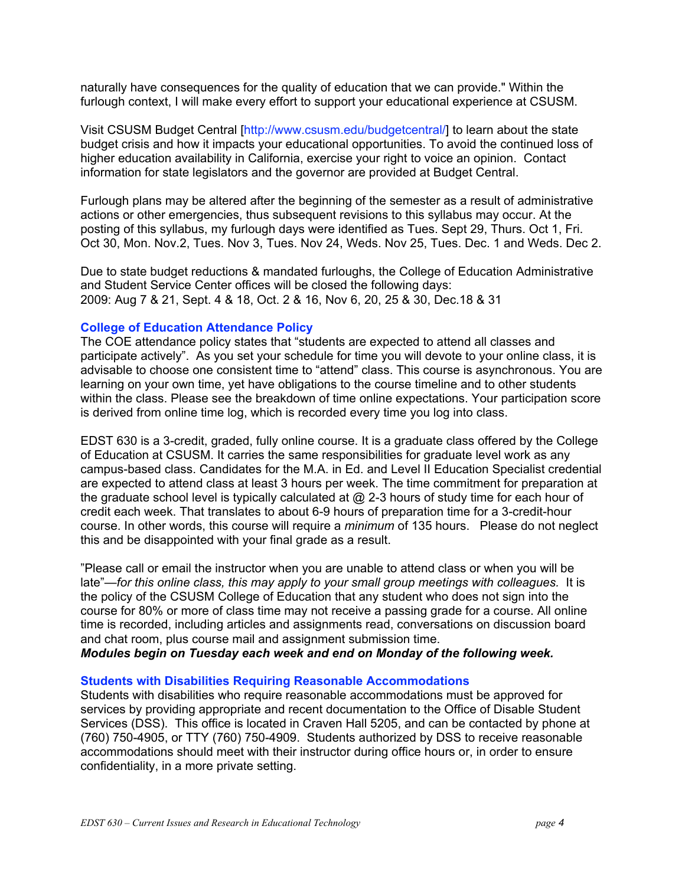naturally have consequences for the quality of education that we can provide." Within the furlough context, I will make every effort to support your educational experience at CSUSM.

Visit CSUSM Budget Central [http://www.csusm.edu/budgetcentral/] to learn about the state budget crisis and how it impacts your educational opportunities. To avoid the continued loss of higher education availability in California, exercise your right to voice an opinion. Contact information for state legislators and the governor are provided at Budget Central.

Furlough plans may be altered after the beginning of the semester as a result of administrative actions or other emergencies, thus subsequent revisions to this syllabus may occur. At the posting of this syllabus, my furlough days were identified as Tues. Sept 29, Thurs. Oct 1, Fri. Oct 30, Mon. Nov.2, Tues. Nov 3, Tues. Nov 24, Weds. Nov 25, Tues. Dec. 1 and Weds. Dec 2.

Due to state budget reductions & mandated furloughs, the College of Education Administrative and Student Service Center offices will be closed the following days:
2009: Aug 7 & 21, Sept. 4 & 18, Oct. 2 & 16, Nov 6, 20, 25 & 30, Dec.18 & 31

### College of Education Attendance Policy

The COE attendance policy states that "students are expected to attend all classes and participate actively". As you set your schedule for time you will devote to your online class, it is advisable to choose one consistent time to "attend" class. This course is asynchronous. You are learning on your own time, yet have obligations to the course timeline and to other students within the class. Please see the breakdown of time online expectations. Your participation score is derived from online time log, which is recorded every time you log into class.

EDST 630 is a 3-credit, graded, fully online course. It is a graduate class offered by the College of Education at CSUSM. It carries the same responsibilities for graduate level work as any campus-based class. Candidates for the M.A. in Ed. and Level II Education Specialist credential are expected to attend class at least 3 hours per week. The time commitment for preparation at the graduate school level is typically calculated at @ 2-3 hours of study time for each hour of credit each week. That translates to about 6-9 hours of preparation time for a 3-credit-hour course. In other words, this course will require a *minimum* of 135 hours. Please do not neglect this and be disappointed with your final grade as a result.

"Please call or email the instructor when you are unable to attend class or when you will be late"—*for this online class, this may apply to your small group meetings with colleagues.* It is the policy of the CSUSM College of Education that any student who does not sign into the course for 80% or more of class time may not receive a passing grade for a course. All online time is recorded, including articles and assignments read, conversations on discussion board and chat room, plus course mail and assignment submission time.
***Modules begin on Tuesday each week and end on Monday of the following week.***

### Students with Disabilities Requiring Reasonable Accommodations

Students with disabilities who require reasonable accommodations must be approved for services by providing appropriate and recent documentation to the Office of Disable Student Services (DSS). This office is located in Craven Hall 5205, and can be contacted by phone at (760) 750-4905, or TTY (760) 750-4909. Students authorized by DSS to receive reasonable accommodations should meet with their instructor during office hours or, in order to ensure confidentiality, in a more private setting.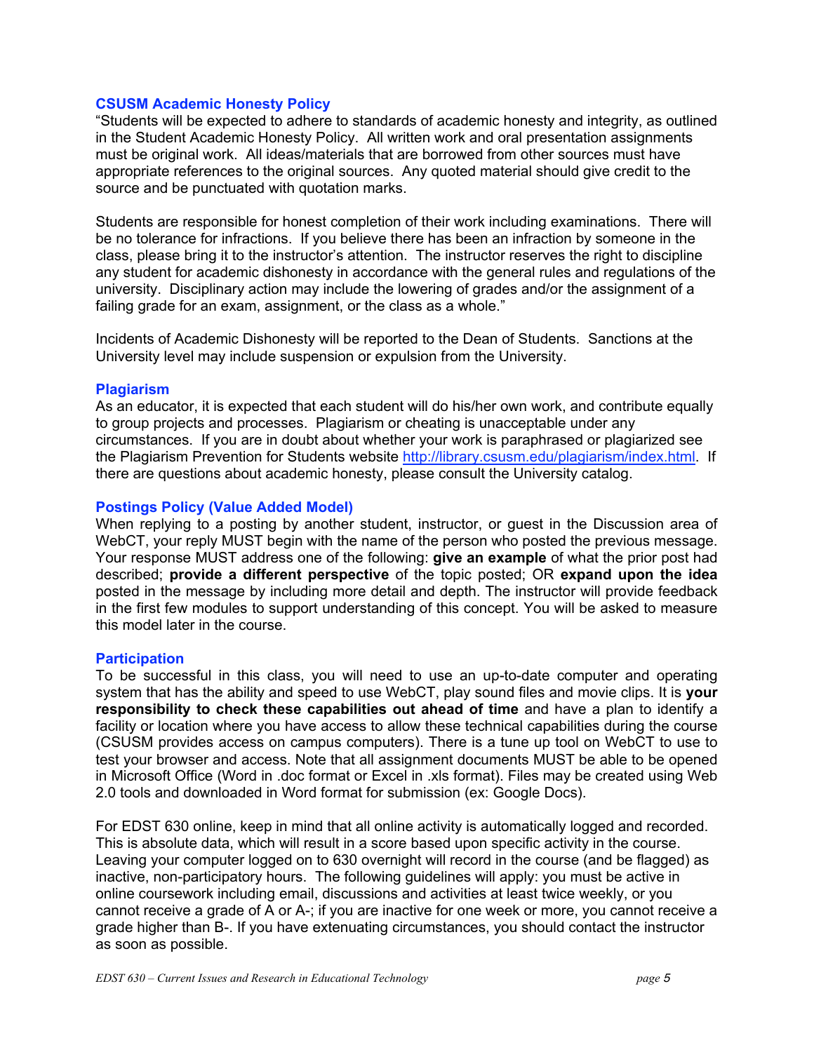### CSUSM Academic Honesty Policy

"Students will be expected to adhere to standards of academic honesty and integrity, as outlined in the Student Academic Honesty Policy. All written work and oral presentation assignments must be original work. All ideas/materials that are borrowed from other sources must have appropriate references to the original sources. Any quoted material should give credit to the source and be punctuated with quotation marks.

Students are responsible for honest completion of their work including examinations. There will be no tolerance for infractions. If you believe there has been an infraction by someone in the class, please bring it to the instructor's attention. The instructor reserves the right to discipline any student for academic dishonesty in accordance with the general rules and regulations of the university. Disciplinary action may include the lowering of grades and/or the assignment of a failing grade for an exam, assignment, or the class as a whole."

Incidents of Academic Dishonesty will be reported to the Dean of Students. Sanctions at the University level may include suspension or expulsion from the University.

### Plagiarism

As an educator, it is expected that each student will do his/her own work, and contribute equally to group projects and processes. Plagiarism or cheating is unacceptable under any circumstances. If you are in doubt about whether your work is paraphrased or plagiarized see the Plagiarism Prevention for Students website http://library.csusm.edu/plagiarism/index.html. If there are questions about academic honesty, please consult the University catalog.

### Postings Policy (Value Added Model)

When replying to a posting by another student, instructor, or guest in the Discussion area of WebCT, your reply MUST begin with the name of the person who posted the previous message. Your response MUST address one of the following: **give an example** of what the prior post had described; **provide a different perspective** of the topic posted; OR **expand upon the idea** posted in the message by including more detail and depth. The instructor will provide feedback in the first few modules to support understanding of this concept. You will be asked to measure this model later in the course.

### Participation

To be successful in this class, you will need to use an up-to-date computer and operating system that has the ability and speed to use WebCT, play sound files and movie clips. It is **your responsibility to check these capabilities out ahead of time** and have a plan to identify a facility or location where you have access to allow these technical capabilities during the course (CSUSM provides access on campus computers). There is a tune up tool on WebCT to use to test your browser and access. Note that all assignment documents MUST be able to be opened in Microsoft Office (Word in .doc format or Excel in .xls format). Files may be created using Web 2.0 tools and downloaded in Word format for submission (ex: Google Docs).

For EDST 630 online, keep in mind that all online activity is automatically logged and recorded. This is absolute data, which will result in a score based upon specific activity in the course. Leaving your computer logged on to 630 overnight will record in the course (and be flagged) as inactive, non-participatory hours. The following guidelines will apply: you must be active in online coursework including email, discussions and activities at least twice weekly, or you cannot receive a grade of A or A-; if you are inactive for one week or more, you cannot receive a grade higher than B-. If you have extenuating circumstances, you should contact the instructor as soon as possible.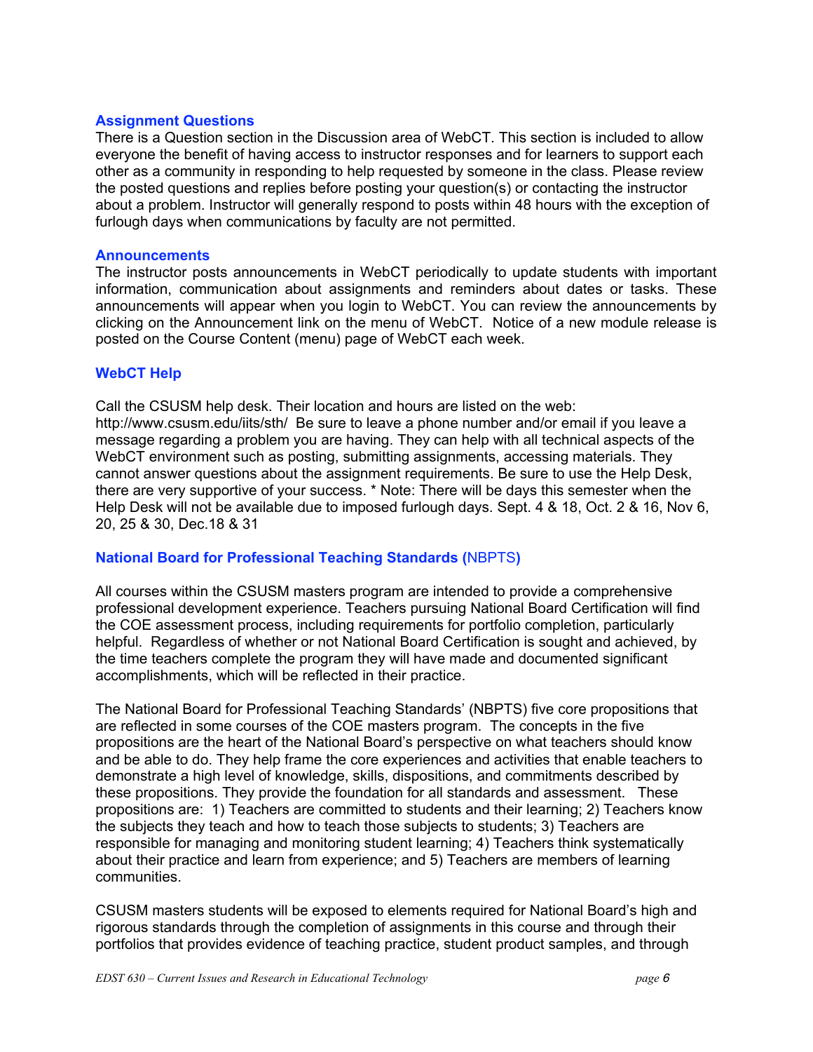### Assignment Questions

There is a Question section in the Discussion area of WebCT. This section is included to allow everyone the benefit of having access to instructor responses and for learners to support each other as a community in responding to help requested by someone in the class. Please review the posted questions and replies before posting your question(s) or contacting the instructor about a problem. Instructor will generally respond to posts within 48 hours with the exception of furlough days when communications by faculty are not permitted.

### Announcements

The instructor posts announcements in WebCT periodically to update students with important information, communication about assignments and reminders about dates or tasks. These announcements will appear when you login to WebCT. You can review the announcements by clicking on the Announcement link on the menu of WebCT. Notice of a new module release is posted on the Course Content (menu) page of WebCT each week.

### WebCT Help

Call the CSUSM help desk. Their location and hours are listed on the web: http://www.csusm.edu/iits/sth/ Be sure to leave a phone number and/or email if you leave a message regarding a problem you are having. They can help with all technical aspects of the WebCT environment such as posting, submitting assignments, accessing materials. They cannot answer questions about the assignment requirements. Be sure to use the Help Desk, there are very supportive of your success. * Note: There will be days this semester when the Help Desk will not be available due to imposed furlough days. Sept. 4 & 18, Oct. 2 & 16, Nov 6, 20, 25 & 30, Dec.18 & 31

### National Board for Professional Teaching Standards (NBPTS)

All courses within the CSUSM masters program are intended to provide a comprehensive professional development experience. Teachers pursuing National Board Certification will find the COE assessment process, including requirements for portfolio completion, particularly helpful. Regardless of whether or not National Board Certification is sought and achieved, by the time teachers complete the program they will have made and documented significant accomplishments, which will be reflected in their practice.

The National Board for Professional Teaching Standards' (NBPTS) five core propositions that are reflected in some courses of the COE masters program. The concepts in the five propositions are the heart of the National Board's perspective on what teachers should know and be able to do. They help frame the core experiences and activities that enable teachers to demonstrate a high level of knowledge, skills, dispositions, and commitments described by these propositions. They provide the foundation for all standards and assessment. These propositions are: 1) Teachers are committed to students and their learning; 2) Teachers know the subjects they teach and how to teach those subjects to students; 3) Teachers are responsible for managing and monitoring student learning; 4) Teachers think systematically about their practice and learn from experience; and 5) Teachers are members of learning communities.

CSUSM masters students will be exposed to elements required for National Board's high and rigorous standards through the completion of assignments in this course and through their portfolios that provides evidence of teaching practice, student product samples, and through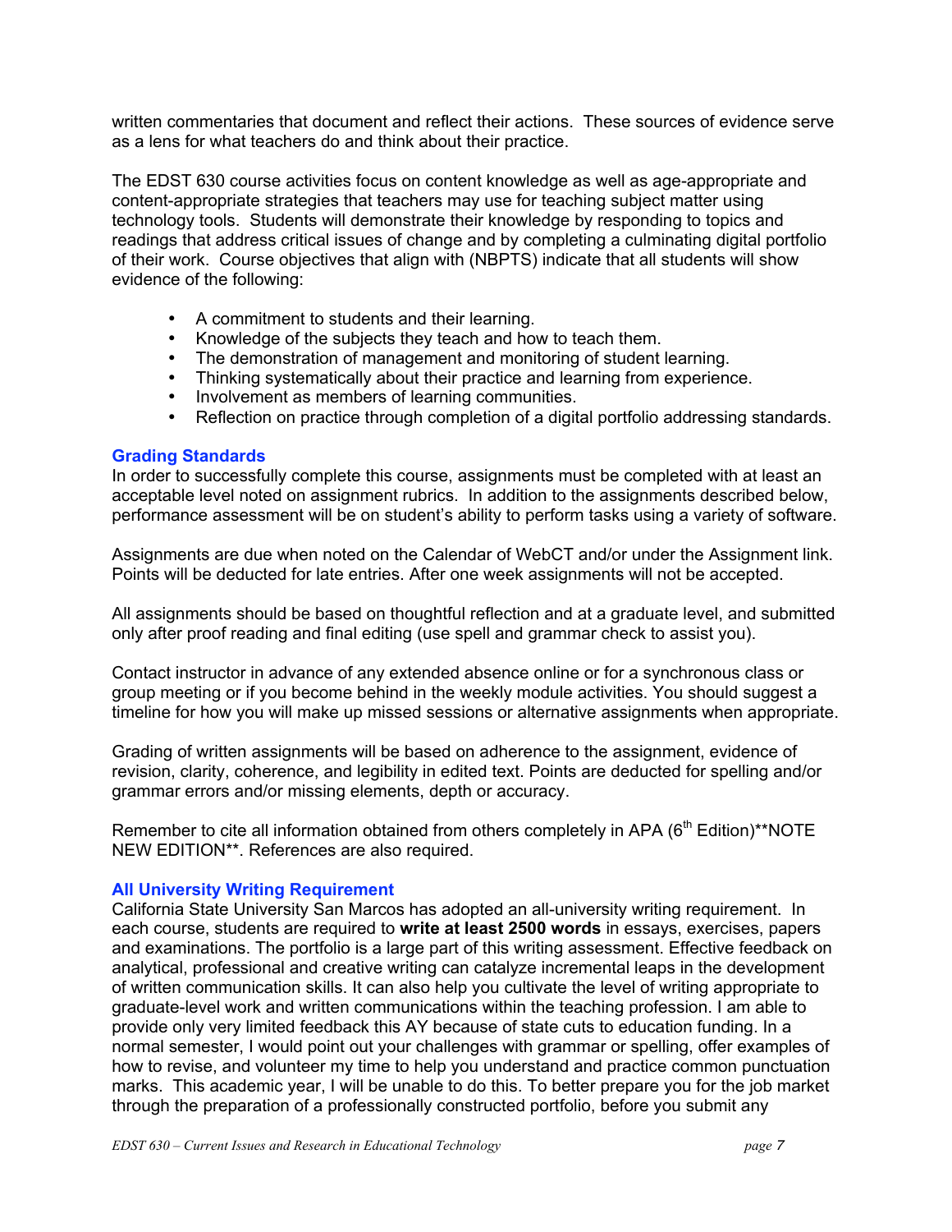written commentaries that document and reflect their actions. These sources of evidence serve as a lens for what teachers do and think about their practice.

The EDST 630 course activities focus on content knowledge as well as age-appropriate and content-appropriate strategies that teachers may use for teaching subject matter using technology tools. Students will demonstrate their knowledge by responding to topics and readings that address critical issues of change and by completing a culminating digital portfolio of their work. Course objectives that align with (NBPTS) indicate that all students will show evidence of the following:

- A commitment to students and their learning.
- Knowledge of the subjects they teach and how to teach them.
- The demonstration of management and monitoring of student learning.
- Thinking systematically about their practice and learning from experience.
- Involvement as members of learning communities.
- Reflection on practice through completion of a digital portfolio addressing standards.

### Grading Standards

In order to successfully complete this course, assignments must be completed with at least an acceptable level noted on assignment rubrics. In addition to the assignments described below, performance assessment will be on student's ability to perform tasks using a variety of software.

Assignments are due when noted on the Calendar of WebCT and/or under the Assignment link. Points will be deducted for late entries. After one week assignments will not be accepted.

All assignments should be based on thoughtful reflection and at a graduate level, and submitted only after proof reading and final editing (use spell and grammar check to assist you).

Contact instructor in advance of any extended absence online or for a synchronous class or group meeting or if you become behind in the weekly module activities. You should suggest a timeline for how you will make up missed sessions or alternative assignments when appropriate.

Grading of written assignments will be based on adherence to the assignment, evidence of revision, clarity, coherence, and legibility in edited text. Points are deducted for spelling and/or grammar errors and/or missing elements, depth or accuracy.

Remember to cite all information obtained from others completely in APA (6th Edition)**NOTE NEW EDITION**. References are also required.

### All University Writing Requirement

California State University San Marcos has adopted an all-university writing requirement. In each course, students are required to **write at least 2500 words** in essays, exercises, papers and examinations. The portfolio is a large part of this writing assessment. Effective feedback on analytical, professional and creative writing can catalyze incremental leaps in the development of written communication skills. It can also help you cultivate the level of writing appropriate to graduate-level work and written communications within the teaching profession. I am able to provide only very limited feedback this AY because of state cuts to education funding. In a normal semester, I would point out your challenges with grammar or spelling, offer examples of how to revise, and volunteer my time to help you understand and practice common punctuation marks. This academic year, I will be unable to do this. To better prepare you for the job market through the preparation of a professionally constructed portfolio, before you submit any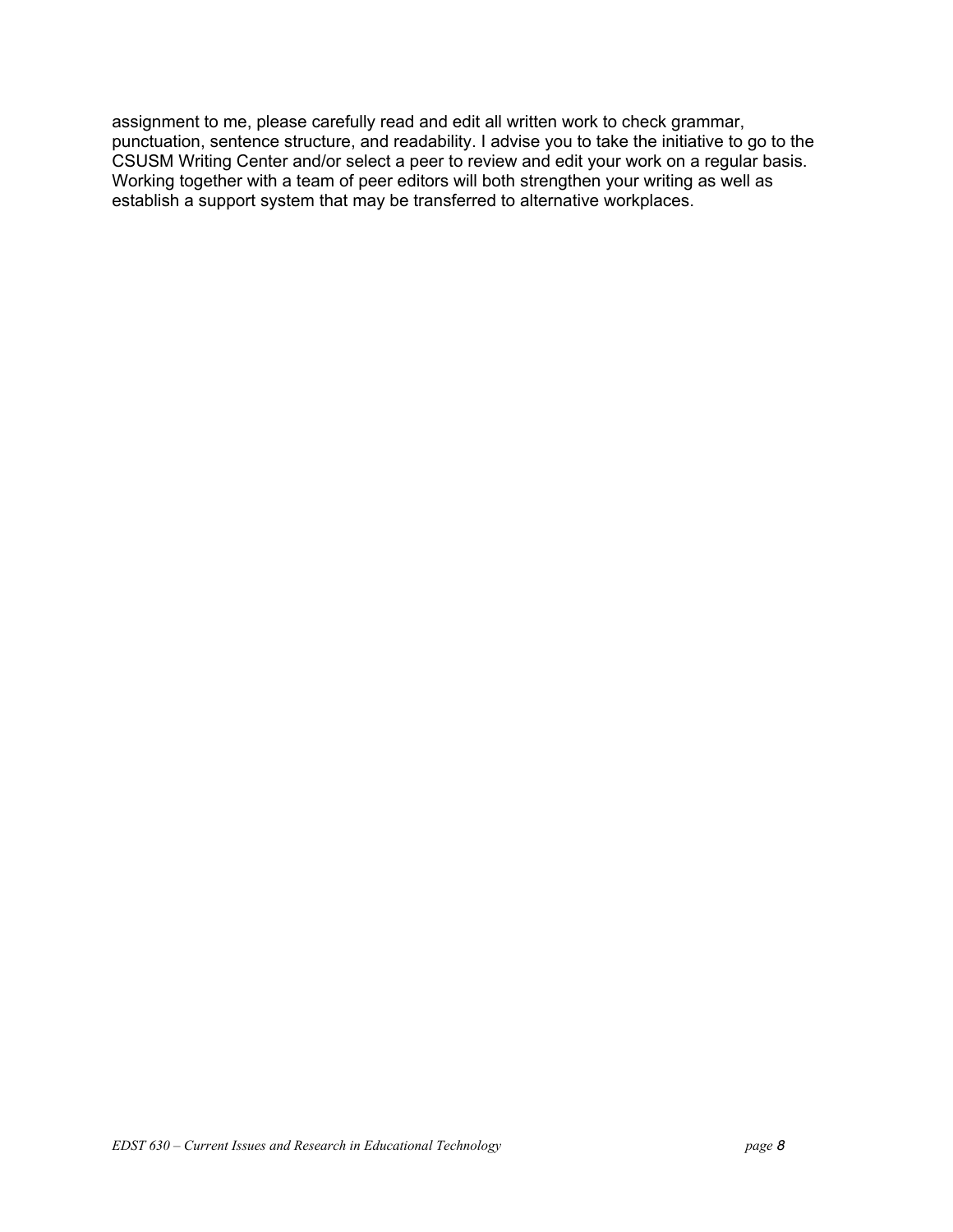assignment to me, please carefully read and edit all written work to check grammar, punctuation, sentence structure, and readability. I advise you to take the initiative to go to the CSUSM Writing Center and/or select a peer to review and edit your work on a regular basis. Working together with a team of peer editors will both strengthen your writing as well as establish a support system that may be transferred to alternative workplaces.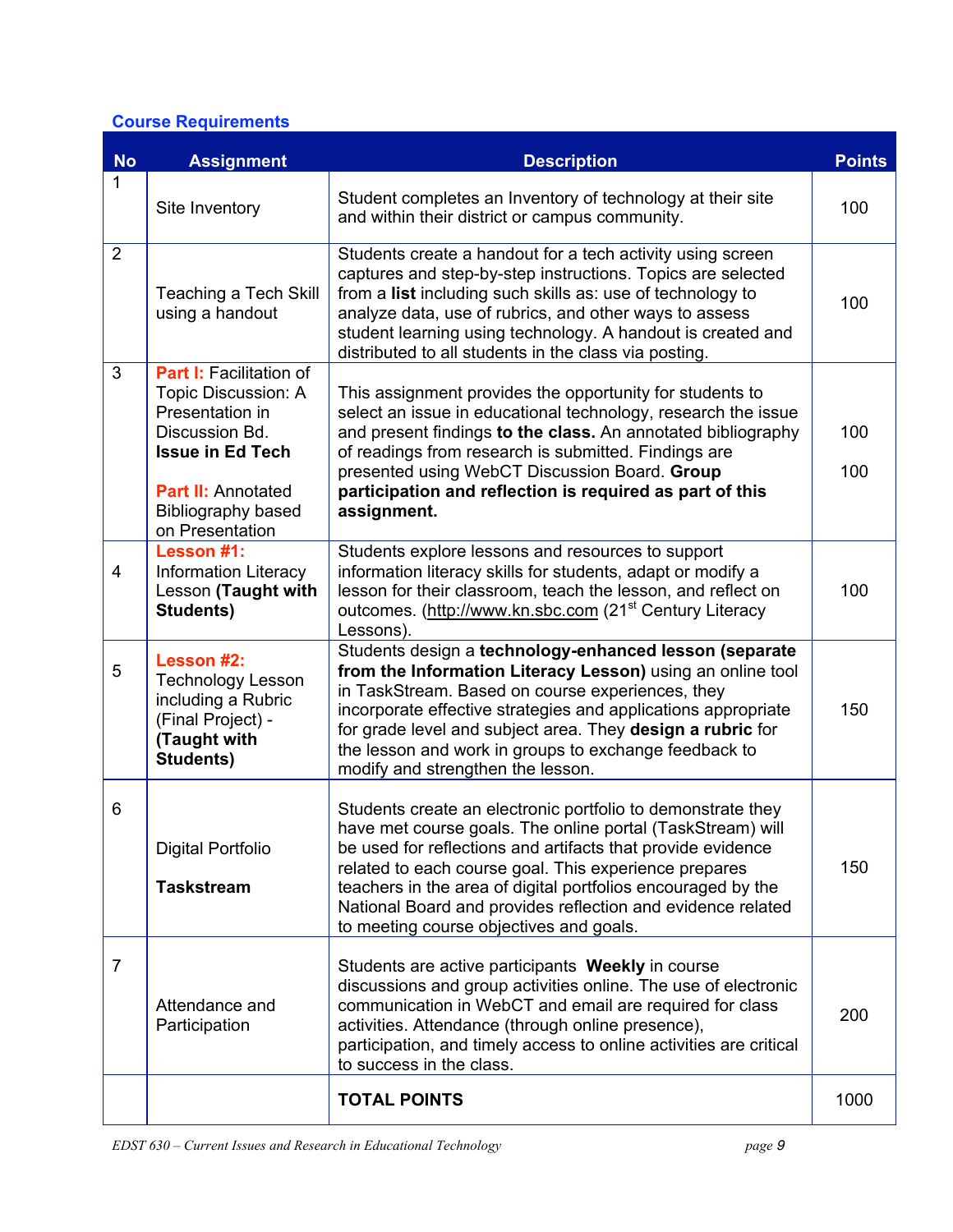### Course Requirements

| No | Assignment | Description | Points |
|---|---|---|---|
| 1 | Site Inventory | Student completes an Inventory of technology at their site and within their district or campus community. | 100 |
| 2 | Teaching a Tech Skill using a handout | Students create a handout for a tech activity using screen captures and step-by-step instructions. Topics are selected from a **list** including such skills as: use of technology to analyze data, use of rubrics, and other ways to assess student learning using technology. A handout is created and distributed to all students in the class via posting. | 100 |
| 3 | **Part I:** Facilitation of Topic Discussion: A Presentation in Discussion Bd. **Issue in Ed Tech**<br><br>**Part II:** Annotated Bibliography based on Presentation | This assignment provides the opportunity for students to select an issue in educational technology, research the issue and present findings **to the class.** An annotated bibliography of readings from research is submitted. Findings are presented using WebCT Discussion Board. **Group participation and reflection is required as part of this assignment.** | 100<br><br>100 |
| 4 | **Lesson #1:** Information Literacy Lesson **(Taught with Students)** | Students explore lessons and resources to support information literacy skills for students, adapt or modify a lesson for their classroom, teach the lesson, and reflect on outcomes. (http://www.kn.sbc.com (21st Century Literacy Lessons). | 100 |
| 5 | **Lesson #2:** Technology Lesson including a Rubric (Final Project) - **(Taught with Students)** | Students design a **technology-enhanced lesson (separate from the Information Literacy Lesson)** using an online tool in TaskStream. Based on course experiences, they incorporate effective strategies and applications appropriate for grade level and subject area. They **design a rubric** for the lesson and work in groups to exchange feedback to modify and strengthen the lesson. | 150 |
| 6 | Digital Portfolio<br><br>**Taskstream** | Students create an electronic portfolio to demonstrate they have met course goals. The online portal (TaskStream) will be used for reflections and artifacts that provide evidence related to each course goal. This experience prepares teachers in the area of digital portfolios encouraged by the National Board and provides reflection and evidence related to meeting course objectives and goals. | 150 |
| 7 | Attendance and Participation | Students are active participants **Weekly** in course discussions and group activities online. The use of electronic communication in WebCT and email are required for class activities. Attendance (through online presence), participation, and timely access to online activities are critical to success in the class. | 200 |
| | | **TOTAL POINTS** | 1000 |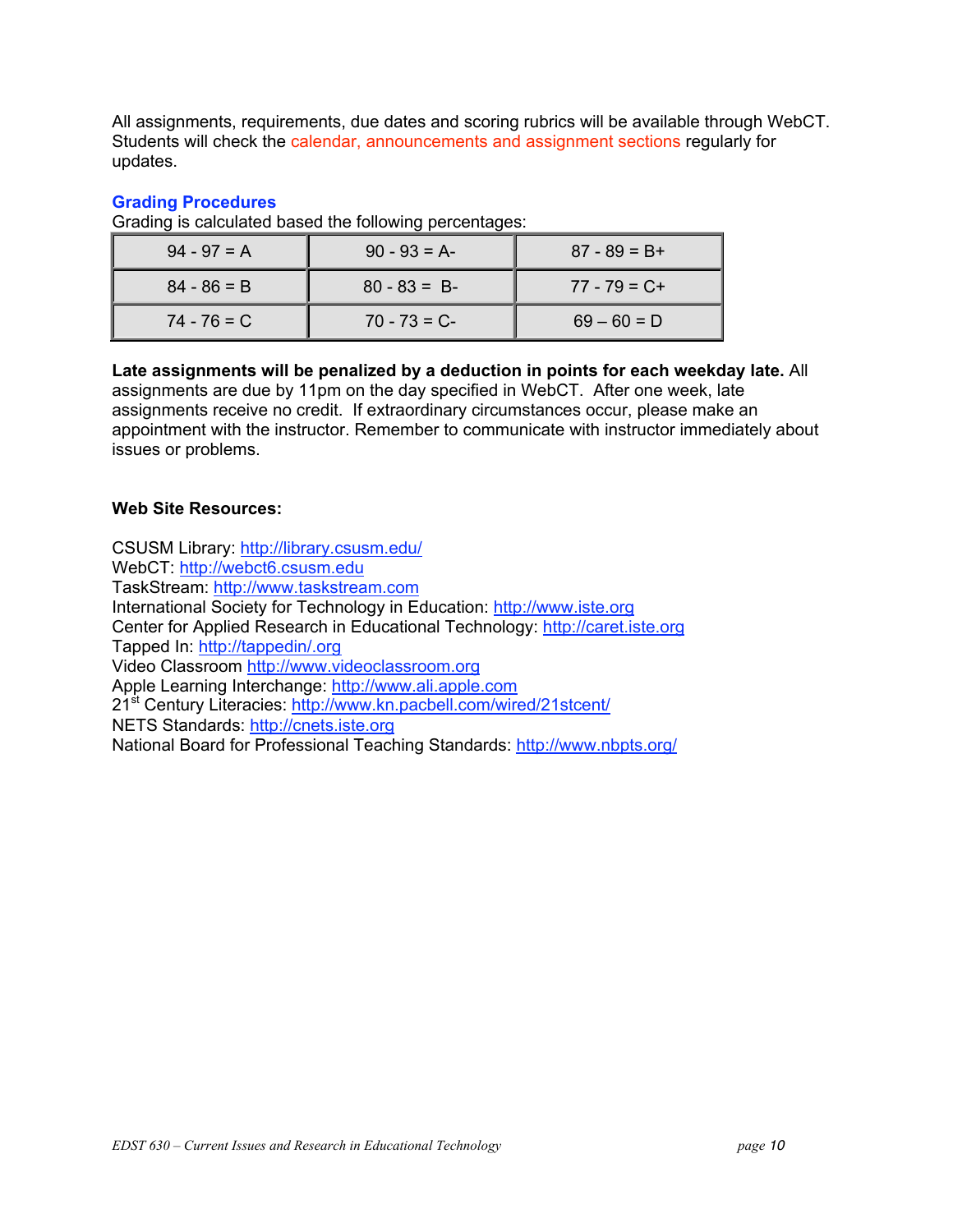All assignments, requirements, due dates and scoring rubrics will be available through WebCT. Students will check the calendar, announcements and assignment sections regularly for updates.

### Grading Procedures

Grading is calculated based the following percentages:

| | | |
|---|---|---|
| 94 - 97 = A | 90 - 93 = A- | 87 - 89 = B+ |
| 84 - 86 = B | 80 - 83 = B- | 77 - 79 = C+ |
| 74 - 76 = C | 70 - 73 = C- | 69 – 60 = D |

**Late assignments will be penalized by a deduction in points for each weekday late.** All assignments are due by 11pm on the day specified in WebCT. After one week, late assignments receive no credit. If extraordinary circumstances occur, please make an appointment with the instructor. Remember to communicate with instructor immediately about issues or problems.

**Web Site Resources:**

CSUSM Library: http://library.csusm.edu/
WebCT: http://webct6.csusm.edu
TaskStream: http://www.taskstream.com
International Society for Technology in Education: http://www.iste.org
Center for Applied Research in Educational Technology: http://caret.iste.org
Tapped In: http://tappedin/.org
Video Classroom http://www.videoclassroom.org
Apple Learning Interchange: http://www.ali.apple.com
21st Century Literacies: http://www.kn.pacbell.com/wired/21stcent/
NETS Standards: http://cnets.iste.org
National Board for Professional Teaching Standards: http://www.nbpts.org/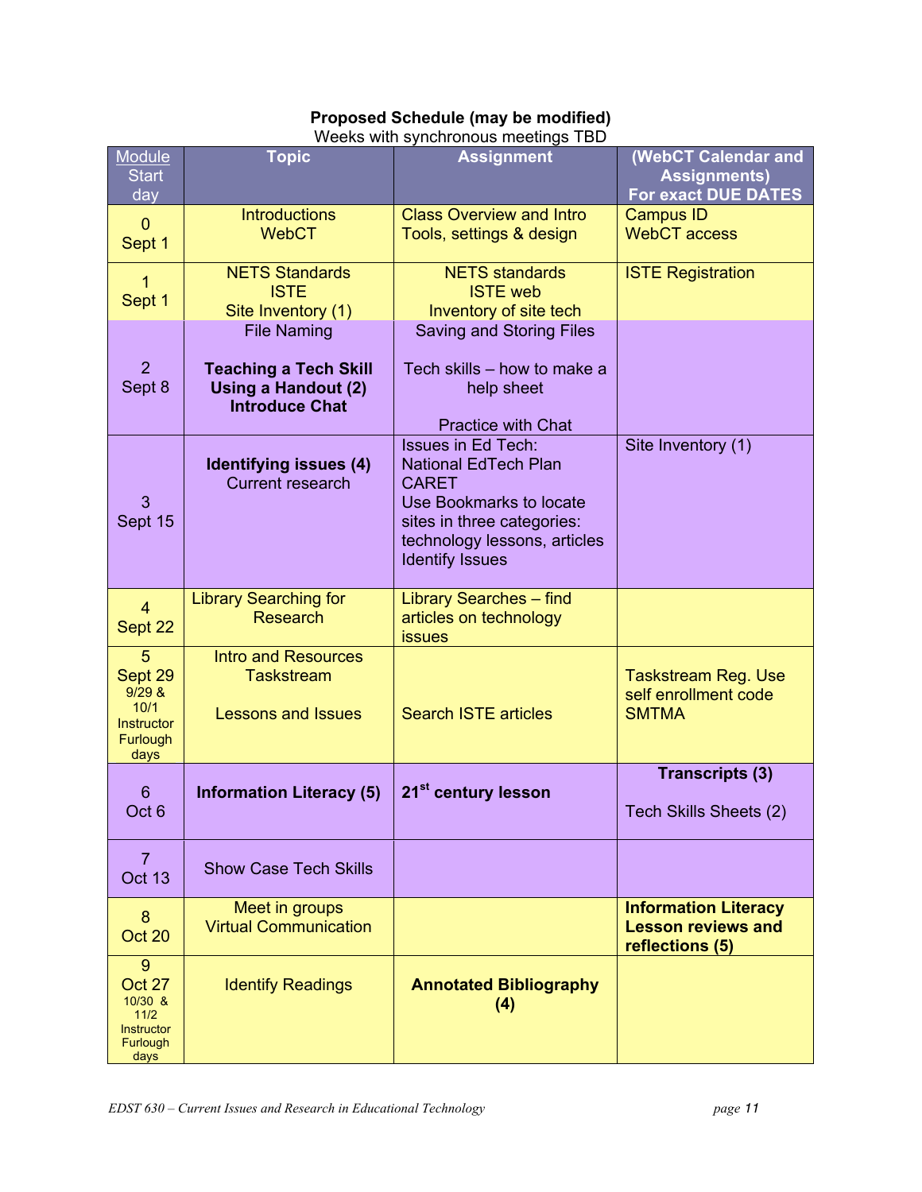**Proposed Schedule (may be modified)**

Weeks with synchronous meetings TBD

| Module Start day | Topic | Assignment | (WebCT Calendar and Assignments) For exact DUE DATES |
|---|---|---|---|
| 0<br>Sept 1 | Introductions<br>WebCT | Class Overview and Intro Tools, settings & design | Campus ID<br>WebCT access |
| 1<br>Sept 1 | NETS Standards<br>ISTE<br>Site Inventory (1) | NETS standards<br>ISTE web<br>Inventory of site tech | ISTE Registration |
| 2<br>Sept 8 | File Naming<br><br>**Teaching a Tech Skill Using a Handout (2)**<br>**Introduce Chat** | Saving and Storing Files<br><br>Tech skills – how to make a help sheet<br><br>Practice with Chat | |
| 3<br>Sept 15 | **Identifying issues (4)**<br>Current research | Issues in Ed Tech:<br>National EdTech Plan<br>CARET<br>Use Bookmarks to locate sites in three categories: technology lessons, articles<br>Identify Issues | Site Inventory (1) |
| 4<br>Sept 22 | Library Searching for Research | Library Searches – find articles on technology issues | |
| 5<br>Sept 29<br>9/29 & 10/1 Instructor Furlough days | Intro and Resources Taskstream<br><br>Lessons and Issues | Search ISTE articles | Taskstream Reg. Use self enrollment code SMTMA |
| 6<br>Oct 6 | **Information Literacy (5)** | **21st century lesson** | **Transcripts (3)**<br><br>Tech Skills Sheets (2) |
| 7<br>Oct 13 | Show Case Tech Skills | | |
| 8<br>Oct 20 | Meet in groups<br>Virtual Communication | | **Information Literacy Lesson reviews and reflections (5)** |
| 9<br>Oct 27<br>10/30 & 11/2 Instructor Furlough days | Identify Readings | **Annotated Bibliography (4)** | |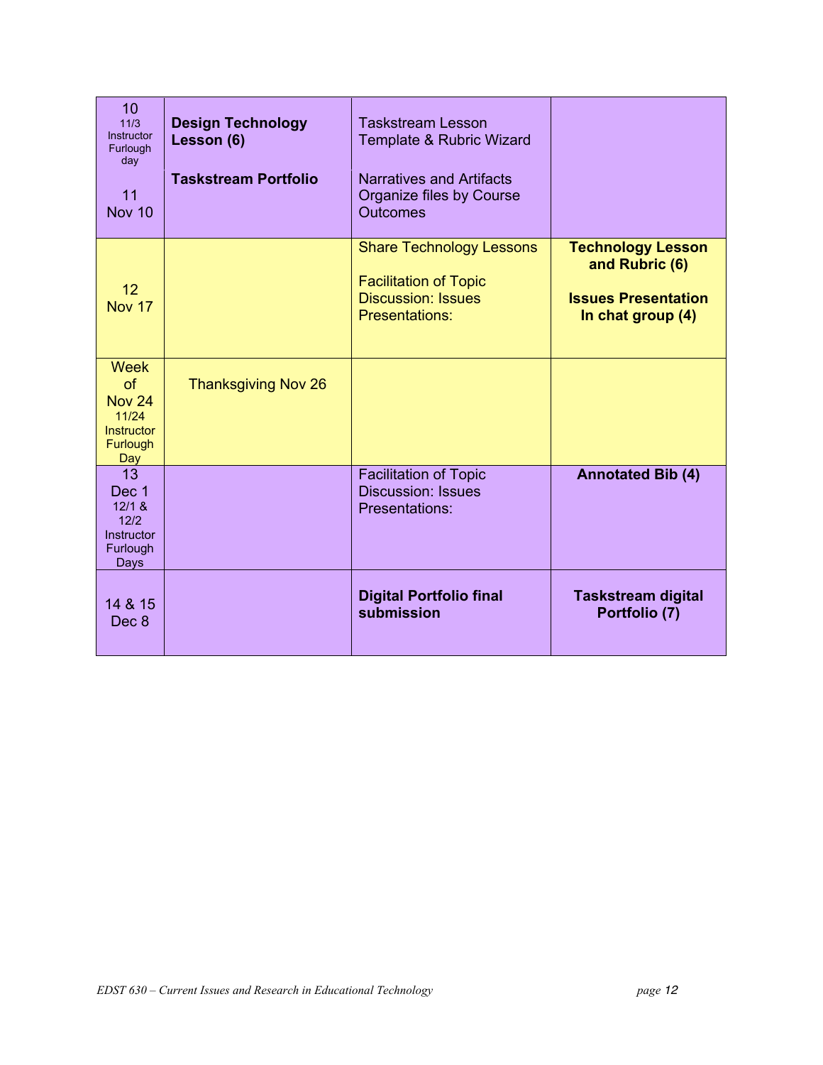| | | | |
|---|---|---|---|
| 10<br>11/3 Instructor Furlough day<br><br>11<br>Nov 10 | **Design Technology Lesson (6)**<br><br>**Taskstream Portfolio** | Taskstream Lesson Template & Rubric Wizard<br><br>Narratives and Artifacts Organize files by Course Outcomes | |
| 12<br>Nov 17 | | Share Technology Lessons<br><br>Facilitation of Topic Discussion: Issues Presentations: | **Technology Lesson and Rubric (6)**<br><br>**Issues Presentation In chat group (4)** |
| Week of Nov 24<br>11/24 Instructor Furlough Day | Thanksgiving Nov 26 | | |
| 13<br>Dec 1<br>12/1 & 12/2 Instructor Furlough Days | | Facilitation of Topic Discussion: Issues Presentations: | **Annotated Bib (4)** |
| 14 & 15<br>Dec 8 | | **Digital Portfolio final submission** | **Taskstream digital Portfolio (7)** |